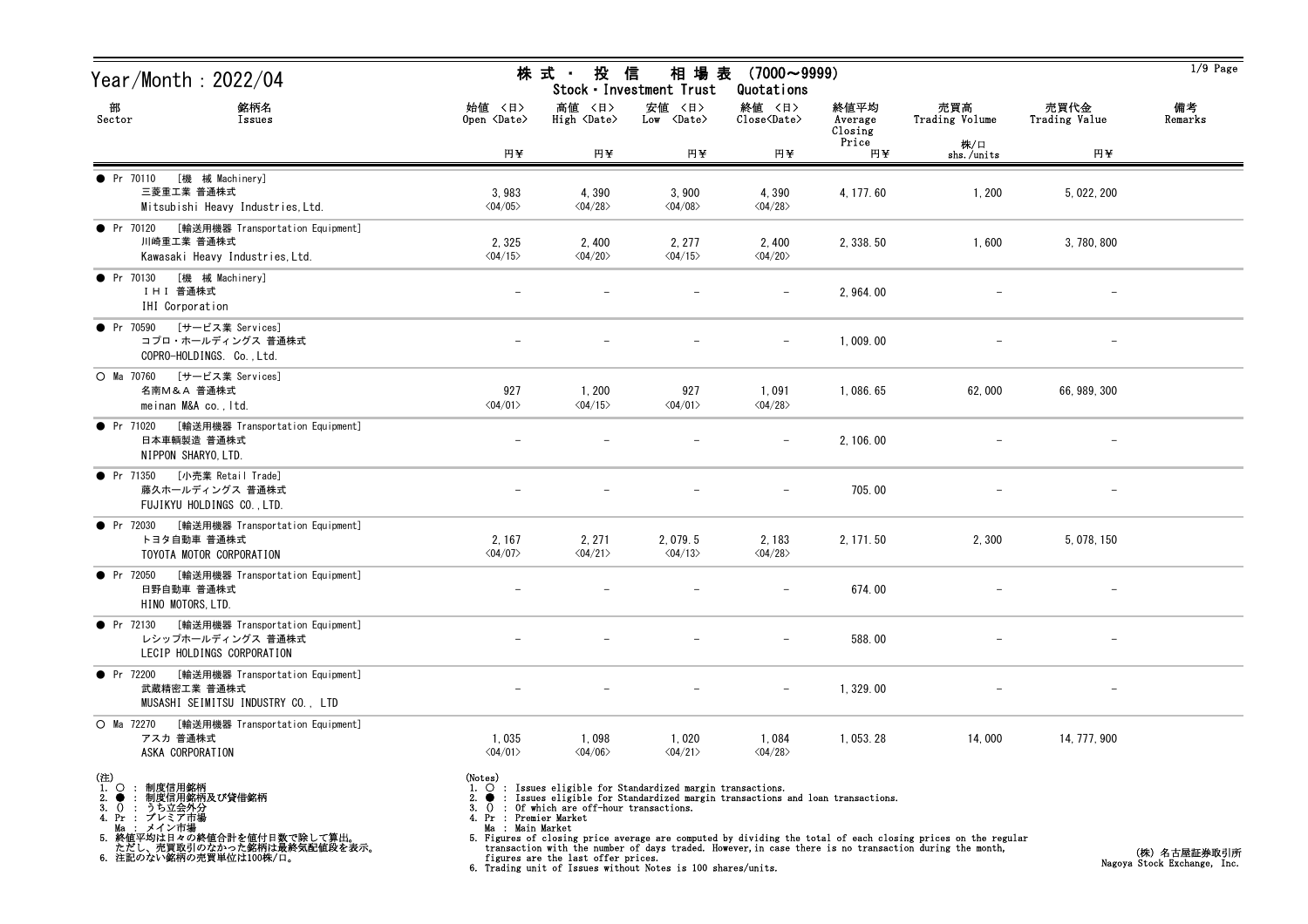# Year/Month : 2022/04

## 株式・投信 相場表 (7000～9999)
## Stock・Investment Trust Quotations

| 部 Sector | 銘柄名 Issues | 始値 <日> Open <Date> 円¥ | 高値 <日> High <Date> 円¥ | 安値 <日> Low <Date> 円¥ | 終値 <日> Close<Date> 円¥ | 終値平均 Average Closing Price 円¥ | 売買高 Trading Volume 株/口 shs./units | 売買代金 Trading Value 円¥ | 備考 Remarks |
|---|---|---|---|---|---|---|---|---|---|
| ● Pr 70110 [機 械 Machinery] | 三菱重工業 普通株式 Mitsubishi Heavy Industries,Ltd. | 3,983 <04/05> | 4,390 <04/28> | 3,900 <04/08> | 4,390 <04/28> | 4,177.60 | 1,200 | 5,022,200 | |
| ● Pr 70120 [輸送用機器 Transportation Equipment] | 川崎重工業 普通株式 Kawasaki Heavy Industries,Ltd. | 2,325 <04/15> | 2,400 <04/20> | 2,277 <04/15> | 2,400 <04/20> | 2,338.50 | 1,600 | 3,780,800 | |
| ● Pr 70130 [機 械 Machinery] | ＩＨＩ 普通株式 IHI Corporation | - | - | - | - | 2,964.00 | - | - | |
| ● Pr 70590 [サービス業 Services] | コプロ・ホールディングス 普通株式 COPRO-HOLDINGS. Co.,Ltd. | - | - | - | - | 1,009.00 | - | - | |
| ○ Ma 70760 [サービス業 Services] | 名南M＆A 普通株式 meinan M&A co.,ltd. | 927 <04/01> | 1,200 <04/15> | 927 <04/01> | 1,091 <04/28> | 1,086.65 | 62,000 | 66,989,300 | |
| ● Pr 71020 [輸送用機器 Transportation Equipment] | 日本車輌製造 普通株式 NIPPON SHARYO,LTD. | - | - | - | - | 2,106.00 | - | - | |
| ● Pr 71350 [小売業 Retail Trade] | 藤久ホールディングス 普通株式 FUJIKYU HOLDINGS CO.,LTD. | - | - | - | - | 705.00 | - | - | |
| ● Pr 72030 [輸送用機器 Transportation Equipment] | トヨタ自動車 普通株式 TOYOTA MOTOR CORPORATION | 2,167 <04/07> | 2,271 <04/21> | 2,079.5 <04/13> | 2,183 <04/28> | 2,171.50 | 2,300 | 5,078,150 | |
| ● Pr 72050 [輸送用機器 Transportation Equipment] | 日野自動車 普通株式 HINO MOTORS,LTD. | - | - | - | - | 674.00 | - | - | |
| ● Pr 72130 [輸送用機器 Transportation Equipment] | レシップホールディングス 普通株式 LECIP HOLDINGS CORPORATION | - | - | - | - | 588.00 | - | - | |
| ● Pr 72200 [輸送用機器 Transportation Equipment] | 武蔵精密工業 普通株式 MUSASHI SEIMITSU INDUSTRY CO., LTD | - | - | - | - | 1,329.00 | - | - | |
| ○ Ma 72270 [輸送用機器 Transportation Equipment] | アスカ 普通株式 ASKA CORPORATION | 1,035 <04/01> | 1,098 <04/06> | 1,020 <04/21> | 1,084 <04/28> | 1,053.28 | 14,000 | 14,777,900 | |

(注)
1. ○ : 制度信用銘柄
2. ● : 制度信用銘柄及び貸借銘柄
3. () : うち立会外分
4. Pr : プレミア市場
   Ma : メイン市場
5. 終値平均は日々の終値合計を値付日数で除して算出。
   ただし、売買取引のなかった銘柄は最終気配値段を表示。
6. 注記のない銘柄の売買単位は100株/口。

(Notes)
1. ○ : Issues eligible for Standardized margin transactions.
2. ● : Issues eligible for Standardized margin transactions and loan transactions.
3. () : Of which are off-hour transactions.
4. Pr : Premier Market
   Ma : Main Market
5. Figures of closing price average are computed by dividing the total of each closing prices on the regular transaction with the number of days traded. However,in case there is no transaction during the month, figures are the last offer prices.
6. Trading unit of Issues without Notes is 100 shares/units.

(株) 名古屋証券取引所
Nagoya Stock Exchange, Inc.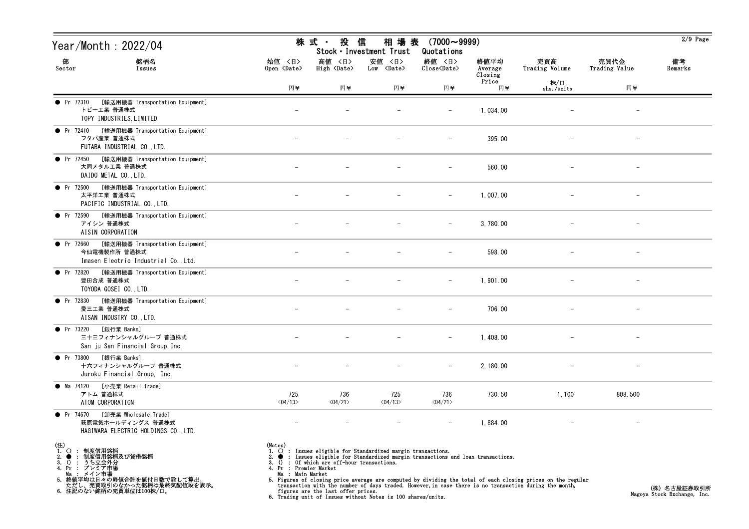# Year/Month : 2022/04

## 株 式 ・ 投 信 相 場 表 (7000～9999)
## Stock・Investment Trust Quotations

| 部 Sector | 銘柄名 Issues | 始値 <日> Open <Date> 円¥ | 高値 <日> High <Date> 円¥ | 安値 <日> Low <Date> 円¥ | 終値 <日> Close<Date> 円¥ | 終値平均 Average Closing Price 円¥ | 売買高 Trading Volume 株/口 shs./units | 売買代金 Trading Value 円¥ | 備考 Remarks |
|---|---|---|---|---|---|---|---|---|---|
| ● Pr 72310 | [輸送用機器 Transportation Equipment] トピー工業 普通株式 TOPY INDUSTRIES,LIMITED | – | – | – | – | 1,034.00 | – | – | |
| ● Pr 72410 | [輸送用機器 Transportation Equipment] フタバ産業 普通株式 FUTABA INDUSTRIAL CO.,LTD. | – | – | – | – | 395.00 | – | – | |
| ● Pr 72450 | [輸送用機器 Transportation Equipment] 大同メタル工業 普通株式 DAIDO METAL CO.,LTD. | – | – | – | – | 560.00 | – | – | |
| ● Pr 72500 | [輸送用機器 Transportation Equipment] 太平洋工業 普通株式 PACIFIC INDUSTRIAL CO.,LTD. | – | – | – | – | 1,007.00 | – | – | |
| ● Pr 72590 | [輸送用機器 Transportation Equipment] アイシン 普通株式 AISIN CORPORATION | – | – | – | – | 3,780.00 | – | – | |
| ● Pr 72660 | [輸送用機器 Transportation Equipment] 今仙電機製作所 普通株式 Imasen Electric Industrial Co.,Ltd. | – | – | – | – | 598.00 | – | – | |
| ● Pr 72820 | [輸送用機器 Transportation Equipment] 豊田合成 普通株式 TOYODA GOSEI CO.,LTD. | – | – | – | – | 1,901.00 | – | – | |
| ● Pr 72830 | [輸送用機器 Transportation Equipment] 愛三工業 普通株式 AISAN INDUSTRY CO.,LTD. | – | – | – | – | 706.00 | – | – | |
| ● Pr 73220 | [銀行業 Banks] 三十三フィナンシャルグループ 普通株式 San ju San Financial Group,Inc. | – | – | – | – | 1,408.00 | – | – | |
| ● Pr 73800 | [銀行業 Banks] 十六フィナンシャルグループ 普通株式 Juroku Financial Group, Inc. | – | – | – | – | 2,180.00 | – | – | |
| ● Ma 74120 | [小売業 Retail Trade] アトム 普通株式 ATOM CORPORATION | 725 <04/13> | 736 <04/21> | 725 <04/13> | 736 <04/21> | 730.50 | 1,100 | 808,500 | |
| ● Pr 74670 | [卸売業 Wholesale Trade] 萩原電気ホールディングス 普通株式 HAGIWARA ELECTRIC HOLDINGS CO.,LTD. | – | – | – | – | 1,884.00 | – | – | |

(注)
1. ○ : 制度信用銘柄
2. ● : 制度信用銘柄及び貸借銘柄
3. () : うち立会外分
4. Pr : プレミア市場
   Ma : メイン市場
5. 終値平均は日々の終値合計を値付日数で除して算出。
   ただし、売買取引のなかった銘柄は最終気配値段を表示。
6. 注記のない銘柄の売買単位は100株/口。

(Notes)
1. ○ : Issues eligible for Standardized margin transactions.
2. ● : Issues eligible for Standardized margin transactions and loan transactions.
3. () : Of which are off-hour transactions.
4. Pr : Premier Market
   Ma : Main Market
5. Figures of closing price average are computed by dividing the total of each closing prices on the regular transaction with the number of days traded. However,in case there is no transaction during the month, figures are the last offer prices.
6. Trading unit of Issues without Notes is 100 shares/units.

(株) 名古屋証券取引所
Nagoya Stock Exchange, Inc.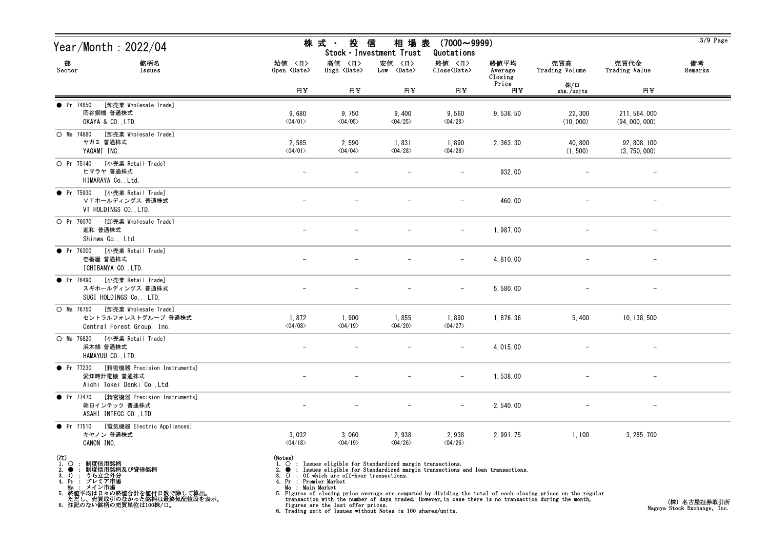# Year/Month : 2022/04

## 株式・投信 相場表 (7000～9999)
Stock・Investment Trust Quotations

| 部 Sector | 銘柄名 Issues | 始値 <日> Open <Date> 円¥ | 高値 <日> High <Date> 円¥ | 安値 <日> Low <Date> 円¥ | 終値 <日> Close<Date> 円¥ | 終値平均 Average Closing Price 円¥ | 売買高 Trading Volume 株/口 shs./units | 売買代金 Trading Value 円¥ | 備考 Remarks |
|---|---|---|---|---|---|---|---|---|---|
| ● Pr 74850 [卸売業 Wholesale Trade] | 岡谷鋼機 普通株式 OKAYA & CO.,LTD. | 9,680 <04/01> | 9,750 <04/05> | 9,400 <04/25> | 9,560 <04/28> | 9,536.50 | 22,300 (10,000) | 211,564,000 (94,000,000) | |
| ○ Ma 74880 [卸売業 Wholesale Trade] | ヤガミ 普通株式 YAGAMI INC. | 2,585 <04/01> | 2,590 <04/04> | 1,831 <04/28> | 1,890 <04/28> | 2,363.30 | 40,800 (1,500) | 92,808,100 (3,750,000) | |
| ○ Pr 75140 [小売業 Retail Trade] | ヒマラヤ 普通株式 HIMARAYA Co.,Ltd. | – | – | – | – | 932.00 | – | – | |
| ● Pr 75930 [小売業 Retail Trade] | ＶＴホールディングス 普通株式 VT HOLDINGS CO.,LTD. | – | – | – | – | 460.00 | – | – | |
| ○ Pr 76070 [卸売業 Wholesale Trade] | 進和 普通株式 Shinwa Co., Ltd. | – | – | – | – | 1,987.00 | – | – | |
| ● Pr 76300 [小売業 Retail Trade] | 壱番屋 普通株式 ICHIBANYA CO.,LTD. | – | – | – | – | 4,810.00 | – | – | |
| ● Pr 76490 [小売業 Retail Trade] | スギホールディングス 普通株式 SUGI HOLDINGS Co,. LTD. | – | – | – | – | 5,580.00 | – | – | |
| ○ Ma 76750 [卸売業 Wholesale Trade] | セントラルフォレストグループ 普通株式 Central Forest Group, Inc. | 1,872 <04/08> | 1,900 <04/19> | 1,855 <04/20> | 1,890 <04/27> | 1,876.36 | 5,400 | 10,138,500 | |
| ○ Ma 76820 [小売業 Retail Trade] | 浜木綿 普通株式 HAMAYUU CO.,LTD. | – | – | – | – | 4,015.00 | – | – | |
| ● Pr 77230 [精密機器 Precision Instruments] | 愛知時計電機 普通株式 Aichi Tokei Denki Co.,Ltd. | – | – | – | – | 1,538.00 | – | – | |
| ● Pr 77470 [精密機器 Precision Instruments] | 朝日インテック 普通株式 ASAHI INTECC CO.,LTD. | – | – | – | – | 2,540.00 | – | – | |
| ● Pr 77510 [電気機器 Electric Appliances] | キヤノン 普通株式 CANON INC. | 3,032 <04/18> | 3,060 <04/19> | 2,938 <04/26> | 2,938 <04/26> | 2,991.75 | 1,100 | 3,285,700 | |

(注)
1. ○ : 制度信用銘柄
2. ● : 制度信用銘柄及び貸借銘柄
3. () : うち立会外分
4. Pr : プレミア市場
   Ma : メイン市場
5. 終値平均は日々の終値合計を値付日数で除して算出。
   ただし、売買取引のなかった銘柄は最終気配値段を表示。
6. 注記のない銘柄の売買単位は100株/口。

(Notes)
1. ○ : Issues eligible for Standardized margin transactions.
2. ● : Issues eligible for Standardized margin transactions and loan transactions.
3. () : Of which are off-hour transactions.
4. Pr : Premier Market
   Ma : Main Market
5. Figures of closing price average are computed by dividing the total of each closing prices on the regular transaction with the number of days traded. However, in case there is no transaction during the month, figures are the last offer prices.
6. Trading unit of Issues without Notes is 100 shares/units.

(株) 名古屋証券取引所
Nagoya Stock Exchange, Inc.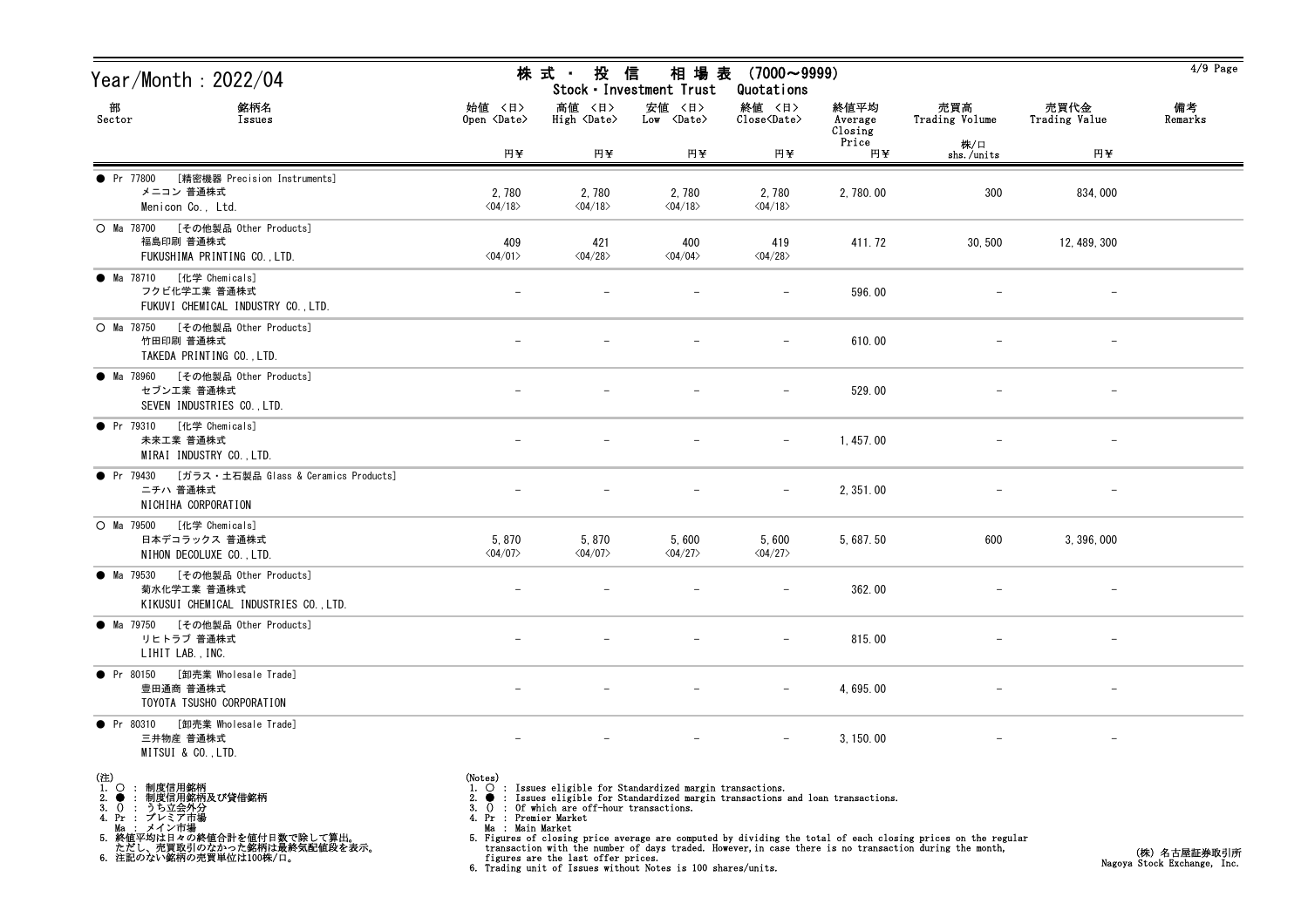# Year/Month : 2022/04

## 株式・投信 相場表 (7000～9999)
## Stock・Investment Trust Quotations

| 部 Sector | 銘柄名 Issues | 始値 <日> Open <Date> 円¥ | 高値 <日> High <Date> 円¥ | 安値 <日> Low <Date> 円¥ | 終値 <日> Close<Date> 円¥ | 終値平均 Average Closing Price 円¥ | 売買高 Trading Volume 株/口 shs./units | 売買代金 Trading Value 円¥ | 備考 Remarks |
|---|---|---|---|---|---|---|---|---|---|
| ● Pr 77800 | [精密機器 Precision Instruments] メニコン 普通株式 Menicon Co., Ltd. | 2,780 <04/18> | 2,780 <04/18> | 2,780 <04/18> | 2,780 <04/18> | 2,780.00 | 300 | 834,000 | |
| ○ Ma 78700 | [その他製品 Other Products] 福島印刷 普通株式 FUKUSHIMA PRINTING CO.,LTD. | 409 <04/01> | 421 <04/28> | 400 <04/04> | 419 <04/28> | 411.72 | 30,500 | 12,489,300 | |
| ● Ma 78710 | [化学 Chemicals] フクビ化学工業 普通株式 FUKUVI CHEMICAL INDUSTRY CO.,LTD. | - | - | - | - | 596.00 | - | - | |
| ○ Ma 78750 | [その他製品 Other Products] 竹田印刷 普通株式 TAKEDA PRINTING CO.,LTD. | - | - | - | - | 610.00 | - | - | |
| ● Ma 78960 | [その他製品 Other Products] セブン工業 普通株式 SEVEN INDUSTRIES CO.,LTD. | - | - | - | - | 529.00 | - | - | |
| ● Pr 79310 | [化学 Chemicals] 未来工業 普通株式 MIRAI INDUSTRY CO.,LTD. | - | - | - | - | 1,457.00 | - | - | |
| ● Pr 79430 | [ガラス・土石製品 Glass & Ceramics Products] ニチハ 普通株式 NICHIHA CORPORATION | - | - | - | - | 2,351.00 | - | - | |
| ○ Ma 79500 | [化学 Chemicals] 日本デコラックス 普通株式 NIHON DECOLUXE CO.,LTD. | 5,870 <04/07> | 5,870 <04/07> | 5,600 <04/27> | 5,600 <04/27> | 5,687.50 | 600 | 3,396,000 | |
| ● Ma 79530 | [その他製品 Other Products] 菊水化学工業 普通株式 KIKUSUI CHEMICAL INDUSTRIES CO.,LTD. | - | - | - | - | 362.00 | - | - | |
| ● Ma 79750 | [その他製品 Other Products] リヒトラブ 普通株式 LIHIT LAB.,INC. | - | - | - | - | 815.00 | - | - | |
| ● Pr 80150 | [卸売業 Wholesale Trade] 豊田通商 普通株式 TOYOTA TSUSHO CORPORATION | - | - | - | - | 4,695.00 | - | - | |
| ● Pr 80310 | [卸売業 Wholesale Trade] 三井物産 普通株式 MITSUI & CO.,LTD. | - | - | - | - | 3,150.00 | - | - | |

(注)
1. ○ : 制度信用銘柄
2. ● : 制度信用銘柄及び貸借銘柄
3. () : うち立会外分
4. Pr : プレミア市場
   Ma : メイン市場
5. 終値平均は日々の終値合計を値付日数で除して算出。
   ただし、売買取引のなかった銘柄は最終気配値段を表示。
6. 注記のない銘柄の売買単位は100株/口。

(Notes)
1. ○ : Issues eligible for Standardized margin transactions.
2. ● : Issues eligible for Standardized margin transactions and loan transactions.
3. () : Of which are off-hour transactions.
4. Pr : Premier Market
   Ma : Main Market
5. Figures of closing price average are computed by dividing the total of each closing prices on the regular transaction with the number of days traded. However,in case there is no transaction during the month, figures are the last offer prices.
6. Trading unit of Issues without Notes is 100 shares/units.

(株) 名古屋証券取引所
Nagoya Stock Exchange, Inc.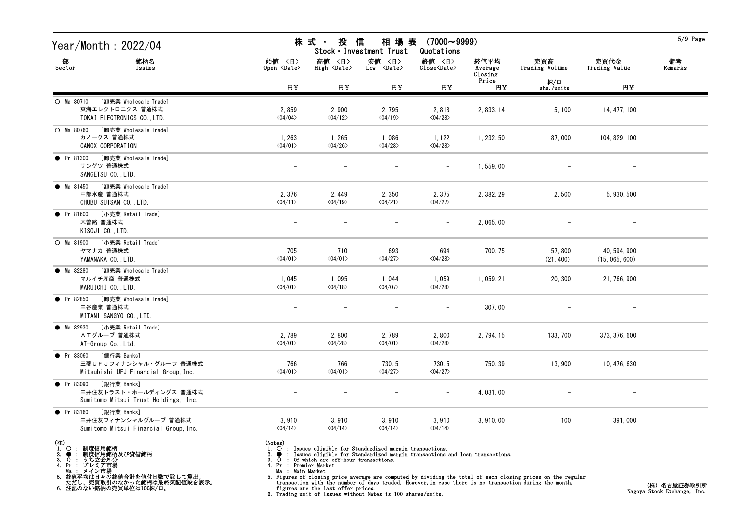# Year/Month : 2022/04

## 株式・投信 相場表 (7000～9999)
Stock・Investment Trust Quotations

| 部 Sector | 銘柄名 Issues | 始値 〈日〉 Open 〈Date〉 円¥ | 高値 〈日〉 High 〈Date〉 円¥ | 安値 〈日〉 Low 〈Date〉 円¥ | 終値 〈日〉 Close〈Date〉 円¥ | 終値平均 Average Closing Price 円¥ | 売買高 Trading Volume 株/口 shs./units | 売買代金 Trading Value 円¥ | 備考 Remarks |
|---|---|---|---|---|---|---|---|---|---|
| ○ Ma 80710 [卸売業 Wholesale Trade] | 東海エレクトロニクス 普通株式 TOKAI ELECTRONICS CO.,LTD. | 2,859 〈04/04〉 | 2,900 〈04/12〉 | 2,795 〈04/19〉 | 2,818 〈04/28〉 | 2,833.14 | 5,100 | 14,477,100 | |
| ○ Ma 80760 [卸売業 Wholesale Trade] | カノークス 普通株式 CANOX CORPORATION | 1,263 〈04/01〉 | 1,265 〈04/26〉 | 1,086 〈04/28〉 | 1,122 〈04/28〉 | 1,232.50 | 87,000 | 104,829,100 | |
| ● Pr 81300 [卸売業 Wholesale Trade] | サンゲツ 普通株式 SANGETSU CO.,LTD. | - | - | - | - | 1,559.00 | - | - | |
| ● Ma 81450 [卸売業 Wholesale Trade] | 中部水産 普通株式 CHUBU SUISAN CO.,LTD. | 2,376 〈04/11〉 | 2,449 〈04/19〉 | 2,350 〈04/21〉 | 2,375 〈04/27〉 | 2,382.29 | 2,500 | 5,930,500 | |
| ● Pr 81600 [小売業 Retail Trade] | 木曽路 普通株式 KISOJI CO.,LTD. | - | - | - | - | 2,065.00 | - | - | |
| ○ Ma 81900 [小売業 Retail Trade] | ヤマナカ 普通株式 YAMANAKA CO.,LTD. | 705 〈04/01〉 | 710 〈04/01〉 | 693 〈04/27〉 | 694 〈04/28〉 | 700.75 | 57,800 (21,400) | 40,594,900 (15,065,600) | |
| ● Ma 82280 [卸売業 Wholesale Trade] | マルイチ産商 普通株式 MARUICHI CO.,LTD. | 1,045 〈04/01〉 | 1,095 〈04/18〉 | 1,044 〈04/07〉 | 1,059 〈04/28〉 | 1,059.21 | 20,300 | 21,766,900 | |
| ● Pr 82850 [卸売業 Wholesale Trade] | 三谷産業 普通株式 MITANI SANGYO CO.,LTD. | - | - | - | - | 307.00 | - | - | |
| ● Ma 82930 [小売業 Retail Trade] | ＡＴグループ 普通株式 AT-Group Co.,Ltd. | 2,789 〈04/01〉 | 2,800 〈04/28〉 | 2,789 〈04/01〉 | 2,800 〈04/28〉 | 2,794.15 | 133,700 | 373,376,600 | |
| ● Pr 83060 [銀行業 Banks] | 三菱ＵＦＪフィナンシャル・グループ 普通株式 Mitsubishi UFJ Financial Group,Inc. | 766 〈04/01〉 | 766 〈04/01〉 | 730.5 〈04/27〉 | 730.5 〈04/27〉 | 750.39 | 13,900 | 10,476,630 | |
| ● Pr 83090 [銀行業 Banks] | 三井住友トラスト・ホールディングス 普通株式 Sumitomo Mitsui Trust Holdings, Inc. | - | - | - | - | 4,031.00 | - | - | |
| ● Pr 83160 [銀行業 Banks] | 三井住友フィナンシャルグループ 普通株式 Sumitomo Mitsui Financial Group,Inc. | 3,910 〈04/14〉 | 3,910 〈04/14〉 | 3,910 〈04/14〉 | 3,910 〈04/14〉 | 3,910.00 | 100 | 391,000 | |

(注)
1. ○ ： 制度信用銘柄
2. ● ： 制度信用銘柄及び貸借銘柄
3. () ： うち立会外分
4. Pr ： プレミア市場
   Ma ： メイン市場
5. 終値平均は日々の終値合計を値付日数で除して算出。
   ただし、売買取引のなかった銘柄は最終気配値段を表示。
6. 注記のない銘柄の売買単位は100株/口。

(Notes)
1. ○ : Issues eligible for Standardized margin transactions.
2. ● : Issues eligible for Standardized margin transactions and loan transactions.
3. () : Of which are off-hour transactions.
4. Pr : Premier Market
   Ma : Main Market
5. Figures of closing price average are computed by dividing the total of each closing prices on the regular transaction with the number of days traded. However,in case there is no transaction during the month, figures are the last offer prices.
6. Trading unit of Issues without Notes is 100 shares/units.

(株) 名古屋証券取引所
Nagoya Stock Exchange, Inc.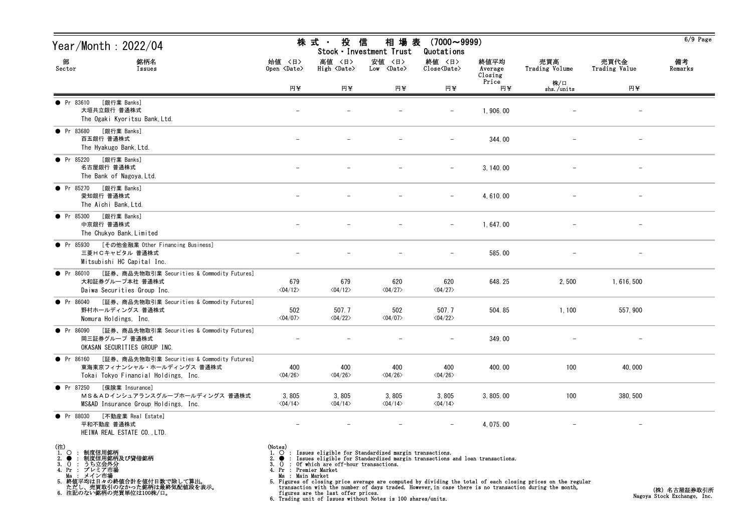# Year/Month : 2022/04

## 株式・投信　相場表 (7000～9999)
## Stock・Investment Trust　Quotations

| 部 Sector | 銘柄名 Issues | 始値 〈日〉 Open 〈Date〉 円¥ | 高値 〈日〉 High 〈Date〉 円¥ | 安値 〈日〉 Low 〈Date〉 円¥ | 終値 〈日〉 Close〈Date〉 円¥ | 終値平均 Average Closing Price 円¥ | 売買高 Trading Volume 株/口 shs./units | 売買代金 Trading Value 円¥ | 備考 Remarks |
|---|---|---|---|---|---|---|---|---|---|
| ● Pr 83610 | [銀行業 Banks] 大垣共立銀行 普通株式 The Ogaki Kyoritsu Bank,Ltd. | － | － | － | － | 1,906.00 | － | － | |
| ● Pr 83680 | [銀行業 Banks] 百五銀行 普通株式 The Hyakugo Bank,Ltd. | － | － | － | － | 344.00 | － | － | |
| ● Pr 85220 | [銀行業 Banks] 名古屋銀行 普通株式 The Bank of Nagoya,Ltd. | － | － | － | － | 3,140.00 | － | － | |
| ● Pr 85270 | [銀行業 Banks] 愛知銀行 普通株式 The Aichi Bank,Ltd. | － | － | － | － | 4,610.00 | － | － | |
| ● Pr 85300 | [銀行業 Banks] 中京銀行 普通株式 The Chukyo Bank,Limited | － | － | － | － | 1,647.00 | － | － | |
| ● Pr 85930 | [その他金融業 Other Financing Business] 三菱ＨＣキャピタル 普通株式 Mitsubishi HC Capital Inc. | － | － | － | － | 585.00 | － | － | |
| ● Pr 86010 | [証券、商品先物取引業 Securities & Commodity Futures] 大和証券グループ本社 普通株式 Daiwa Securities Group Inc. | 679 〈04/12〉 | 679 〈04/12〉 | 620 〈04/27〉 | 620 〈04/27〉 | 648.25 | 2,500 | 1,616,500 | |
| ● Pr 86040 | [証券、商品先物取引業 Securities & Commodity Futures] 野村ホールディングス 普通株式 Nomura Holdings, Inc. | 502 〈04/07〉 | 507.7 〈04/22〉 | 502 〈04/07〉 | 507.7 〈04/22〉 | 504.85 | 1,100 | 557,900 | |
| ● Pr 86090 | [証券、商品先物取引業 Securities & Commodity Futures] 岡三証券グループ 普通株式 OKASAN SECURITIES GROUP INC. | － | － | － | － | 349.00 | － | － | |
| ● Pr 86160 | [証券、商品先物取引業 Securities & Commodity Futures] 東海東京フィナンシャル・ホールディングス 普通株式 Tokai Tokyo Financial Holdings, Inc. | 400 〈04/26〉 | 400 〈04/26〉 | 400 〈04/26〉 | 400 〈04/26〉 | 400.00 | 100 | 40,000 | |
| ● Pr 87250 | [保険業 Insurance] ＭＳ＆ＡＤインシュアランスグループホールディングス 普通株式 MS&AD Insurance Group Holdings, Inc. | 3,805 〈04/14〉 | 3,805 〈04/14〉 | 3,805 〈04/14〉 | 3,805 〈04/14〉 | 3,805.00 | 100 | 380,500 | |
| ● Pr 88030 | [不動産業 Real Estate] 平和不動産 普通株式 HEIWA REAL ESTATE CO.,LTD. | － | － | － | － | 4,075.00 | － | － | |

(注)
1. ○ ： 制度信用銘柄
2. ● ： 制度信用銘柄及び貸借銘柄
3. () ： うち立会外分
4. Pr ： プレミア市場
   Ma ： メイン市場
5. 終値平均は日々の終値合計を値付日数で除して算出。
   ただし、売買取引のなかった銘柄は最終気配値段を表示。
6. 注記のない銘柄の売買単位は100株/口。

(Notes)
1. ○ : Issues eligible for Standardized margin transactions.
2. ● : Issues eligible for Standardized margin transactions and loan transactions.
3. () : Of which are off-hour transactions.
4. Pr : Premier Market
   Ma : Main Market
5. Figures of closing price average are computed by dividing the total of each closing prices on the regular transaction with the number of days traded. However,in case there is no transaction during the month, figures are the last offer prices.
6. Trading unit of Issues without Notes is 100 shares/units.

(株) 名古屋証券取引所
Nagoya Stock Exchange, Inc.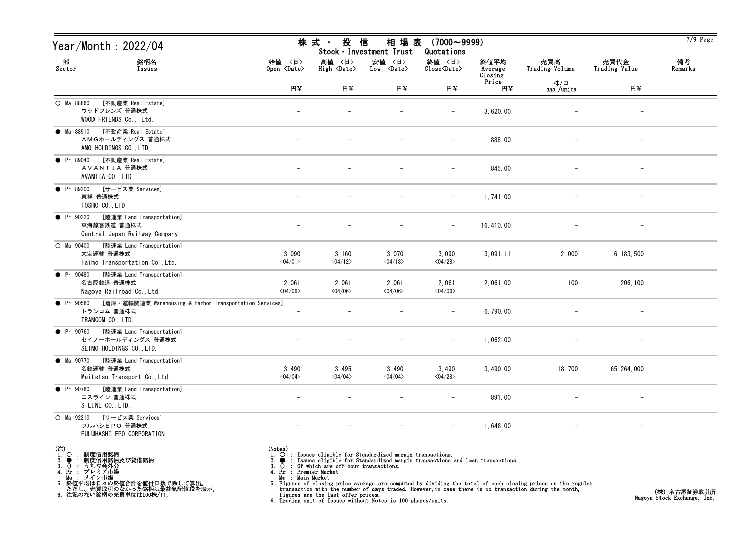# Year/Month : 2022/04

## 株式・投信 相場表 (7000～9999)
## Stock・Investment Trust Quotations

| 部 Sector | 銘柄名 Issues | 始値 <日> Open <Date> 円¥ | 高値 <日> High <Date> 円¥ | 安値 <日> Low <Date> 円¥ | 終値 <日> Close<Date> 円¥ | 終値平均 Average Closing Price 円¥ | 売買高 Trading Volume 株/口 shs./units | 売買代金 Trading Value 円¥ | 備考 Remarks |
|---|---|---|---|---|---|---|---|---|---|
| ○ Ma 88860 [不動産業 Real Estate] | ウッドフレンズ 普通株式 WOOD FRIENDS Co., Ltd. | - | - | - | - | 3,620.00 | - | - | |
| ● Ma 88910 [不動産業 Real Estate] | ＡＭＧホールディングス 普通株式 AMG HOLDINGS CO.,LTD. | - | - | - | - | 888.00 | - | - | |
| ● Pr 89040 [不動産業 Real Estate] | ＡＶＡＮＴＩＡ 普通株式 AVANTIA CO.,LTD | - | - | - | - | 845.00 | - | - | |
| ● Pr 89200 [サービス業 Services] | 東祥 普通株式 TOSHO CO.,LTD | - | - | - | - | 1,741.00 | - | - | |
| ● Pr 90220 [陸運業 Land Transportation] | 東海旅客鉄道 普通株式 Central Japan Railway Company | - | - | - | - | 16,410.00 | - | - | |
| ○ Ma 90400 [陸運業 Land Transportation] | 大宝運輸 普通株式 Taiho Transportation Co.,Ltd. | 3,090 <04/01> | 3,160 <04/12> | 3,070 <04/18> | 3,090 <04/28> | 3,091.11 | 2,000 | 6,183,500 | |
| ● Pr 90480 [陸運業 Land Transportation] | 名古屋鉄道 普通株式 Nagoya Railroad Co.,Ltd. | 2,061 <04/06> | 2,061 <04/06> | 2,061 <04/06> | 2,061 <04/06> | 2,061.00 | 100 | 206,100 | |
| ● Pr 90580 [倉庫・運輸関連業 Warehousing & Harbor Transportation Services] | トランコム 普通株式 TRANCOM CO.,LTD. | - | - | - | - | 6,790.00 | - | - | |
| ● Pr 90760 [陸運業 Land Transportation] | セイノーホールディングス 普通株式 SEINO HOLDINGS CO.,LTD. | - | - | - | - | 1,062.00 | - | - | |
| ● Ma 90770 [陸運業 Land Transportation] | 名鉄運輸 普通株式 Meitetsu Transport Co.,Ltd. | 3,490 <04/04> | 3,495 <04/04> | 3,490 <04/04> | 3,490 <04/28> | 3,490.00 | 18,700 | 65,264,000 | |
| ● Pr 90780 [陸運業 Land Transportation] | エスライン 普通株式 S LINE CO.,LTD. | - | - | - | - | 891.00 | - | - | |
| ○ Ma 92210 [サービス業 Services] | フルハシＥＰＯ 普通株式 FULUHASHI EPO CORPORATION | - | - | - | - | 1,648.00 | - | - | |

(注)
1. ○ : 制度信用銘柄
2. ● : 制度信用銘柄及び貸借銘柄
3. () : うち立会外分
4. Pr : プレミア市場
   Ma : メイン市場
5. 終値平均は日々の終値合計を値付日数で除して算出。
   ただし、売買取引のなかった銘柄は最終気配値段を表示。
6. 注記のない銘柄の売買単位は100株/口。

(Notes)
1. ○ : Issues eligible for Standardized margin transactions.
2. ● : Issues eligible for Standardized margin transactions and loan transactions.
3. () : Of which are off-hour transactions.
4. Pr : Premier Market
   Ma : Main Market
5. Figures of closing price average are computed by dividing the total of each closing prices on the regular transaction with the number of days traded. However,in case there is no transaction during the month, figures are the last offer prices.
6. Trading unit of Issues without Notes is 100 shares/units.

(株) 名古屋証券取引所
Nagoya Stock Exchange, Inc.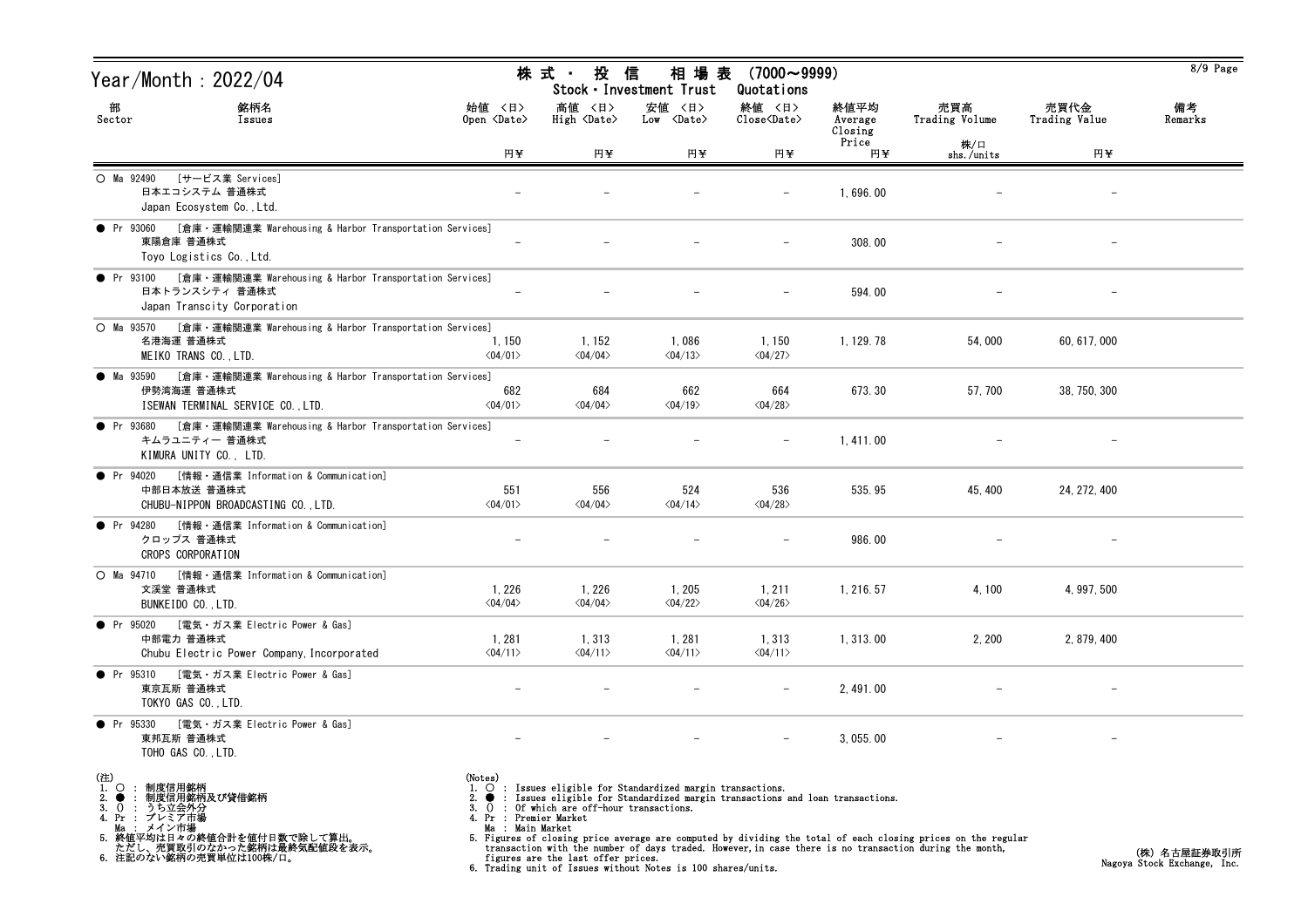# Year/Month : 2022/04

## 株式・投信 相場表 (7000～9999)
Stock・Investment Trust Quotations

| 部 Sector | 銘柄名 Issues | 始値 <日> Open <Date> 円¥ | 高値 <日> High <Date> 円¥ | 安値 <日> Low <Date> 円¥ | 終値 <日> Close<Date> 円¥ | 終値平均 Average Closing Price 円¥ | 売買高 Trading Volume 株/口 shs./units | 売買代金 Trading Value 円¥ | 備考 Remarks |
|---|---|---|---|---|---|---|---|---|---|
| ○ Ma 92490 [サービス業 Services] | 日本エコシステム 普通株式 Japan Ecosystem Co.,Ltd. | － | － | － | － | 1,696.00 | － | － | |
| ● Pr 93060 [倉庫・運輸関連業 Warehousing & Harbor Transportation Services] | 東陽倉庫 普通株式 Toyo Logistics Co.,Ltd. | － | － | － | － | 308.00 | － | － | |
| ● Pr 93100 [倉庫・運輸関連業 Warehousing & Harbor Transportation Services] | 日本トランスシティ 普通株式 Japan Transcity Corporation | － | － | － | － | 594.00 | － | － | |
| ○ Ma 93570 [倉庫・運輸関連業 Warehousing & Harbor Transportation Services] | 名港海運 普通株式 MEIKO TRANS CO.,LTD. | 1,150 <04/01> | 1,152 <04/04> | 1,086 <04/13> | 1,150 <04/27> | 1,129.78 | 54,000 | 60,617,000 | |
| ● Ma 93590 [倉庫・運輸関連業 Warehousing & Harbor Transportation Services] | 伊勢湾海運 普通株式 ISEWAN TERMINAL SERVICE CO.,LTD. | 682 <04/01> | 684 <04/04> | 662 <04/19> | 664 <04/28> | 673.30 | 57,700 | 38,750,300 | |
| ● Pr 93680 [倉庫・運輸関連業 Warehousing & Harbor Transportation Services] | キムラユニティー 普通株式 KIMURA UNITY CO., LTD. | － | － | － | － | 1,411.00 | － | － | |
| ● Pr 94020 [情報・通信業 Information & Communication] | 中部日本放送 普通株式 CHUBU-NIPPON BROADCASTING CO.,LTD. | 551 <04/01> | 556 <04/04> | 524 <04/14> | 536 <04/28> | 535.95 | 45,400 | 24,272,400 | |
| ● Pr 94280 [情報・通信業 Information & Communication] | クロップス 普通株式 CROPS CORPORATION | － | － | － | － | 986.00 | － | － | |
| ○ Ma 94710 [情報・通信業 Information & Communication] | 文溪堂 普通株式 BUNKEIDO CO.,LTD. | 1,226 <04/04> | 1,226 <04/04> | 1,205 <04/22> | 1,211 <04/26> | 1,216.57 | 4,100 | 4,997,500 | |
| ● Pr 95020 [電気・ガス業 Electric Power & Gas] | 中部電力 普通株式 Chubu Electric Power Company,Incorporated | 1,281 <04/11> | 1,313 <04/11> | 1,281 <04/11> | 1,313 <04/11> | 1,313.00 | 2,200 | 2,879,400 | |
| ● Pr 95310 [電気・ガス業 Electric Power & Gas] | 東京瓦斯 普通株式 TOKYO GAS CO.,LTD. | － | － | － | － | 2,491.00 | － | － | |
| ● Pr 95330 [電気・ガス業 Electric Power & Gas] | 東邦瓦斯 普通株式 TOHO GAS CO.,LTD. | － | － | － | － | 3,055.00 | － | － | |

(注)
1. ○ : 制度信用銘柄
2. ● : 制度信用銘柄及び貸借銘柄
3. () : うち立会外分
4. Pr : プレミア市場
   Ma : メイン市場
5. 終値平均は日々の終値合計を値付日数で除して算出。
   ただし、売買取引のなかった銘柄は最終気配値段を表示。
6. 注記のない銘柄の売買単位は100株/口。

(Notes)
1. ○ : Issues eligible for Standardized margin transactions.
2. ● : Issues eligible for Standardized margin transactions and loan transactions.
3. () : Of which are off-hour transactions.
4. Pr : Premier Market
   Ma : Main Market
5. Figures of closing price average are computed by dividing the total of each closing prices on the regular transaction with the number of days traded. However,in case there is no transaction during the month, figures are the last offer prices.
6. Trading unit of Issues without Notes is 100 shares/units.

(株) 名古屋証券取引所
Nagoya Stock Exchange, Inc.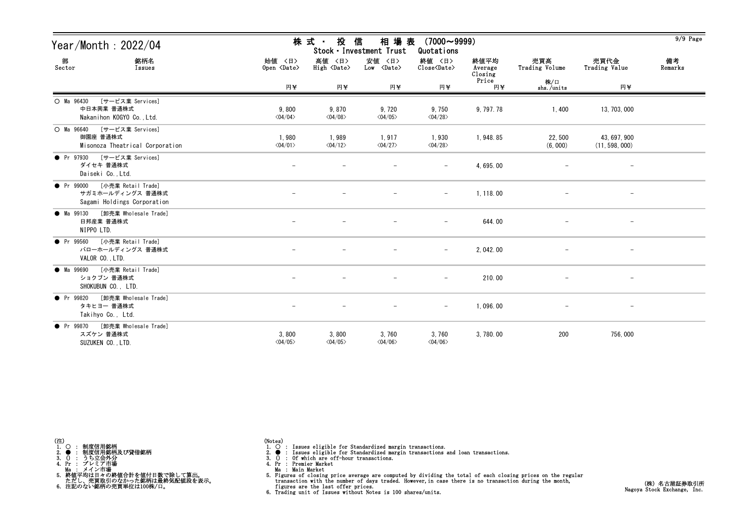# Year/Month : 2022/04

## 株式・投信　相場表　(7000～9999)
Stock・Investment Trust　Quotations

| 部<br>Sector | 銘柄名<br>Issues | 始値 <日><br>Open <Date><br>円¥ | 高値 <日><br>High <Date><br>円¥ | 安値 <日><br>Low <Date><br>円¥ | 終値 <日><br>Close<Date><br>円¥ | 終値平均<br>Average Closing Price<br>円¥ | 売買高<br>Trading Volume<br>株/口<br>shs./units | 売買代金<br>Trading Value<br>円¥ | 備考<br>Remarks |
|---|---|---|---|---|---|---|---|---|---|
| ○ Ma 96430 | [サービス業 Services]<br>中日本興業 普通株式<br>Nakanihon KOGYO Co.,Ltd. | 9,800<br><04/04> | 9,870<br><04/08> | 9,720<br><04/05> | 9,750<br><04/28> | 9,797.78 | 1,400 | 13,703,000 | |
| ○ Ma 96640 | [サービス業 Services]<br>御園座 普通株式<br>Misonoza Theatrical Corporation | 1,980<br><04/01> | 1,989<br><04/12> | 1,917<br><04/27> | 1,930<br><04/28> | 1,948.85 | 22,500<br>(6,000) | 43,697,900<br>(11,598,000) | |
| ● Pr 97930 | [サービス業 Services]<br>ダイセキ 普通株式<br>Daiseki Co.,Ltd. | − | − | − | − | 4,695.00 | − | − | |
| ● Pr 99000 | [小売業 Retail Trade]<br>サガミホールディングス 普通株式<br>Sagami Holdings Corporation | − | − | − | − | 1,118.00 | − | − | |
| ● Ma 99130 | [卸売業 Wholesale Trade]<br>日邦産業 普通株式<br>NIPPO LTD. | − | − | − | − | 644.00 | − | − | |
| ● Pr 99560 | [小売業 Retail Trade]<br>バローホールディングス 普通株式<br>VALOR CO.,LTD. | − | − | − | − | 2,042.00 | − | − | |
| ● Ma 99690 | [小売業 Retail Trade]<br>ショクブン 普通株式<br>SHOKUBUN CO., LTD. | − | − | − | − | 210.00 | − | − | |
| ● Pr 99820 | [卸売業 Wholesale Trade]<br>タキヒヨー 普通株式<br>Takihyo Co., Ltd. | − | − | − | − | 1,096.00 | − | − | |
| ● Pr 99870 | [卸売業 Wholesale Trade]<br>スズケン 普通株式<br>SUZUKEN CO.,LTD. | 3,800<br><04/05> | 3,800<br><04/05> | 3,760<br><04/06> | 3,760<br><04/06> | 3,780.00 | 200 | 756,000 | |

(注)
1. ○ : 制度信用銘柄
2. ● : 制度信用銘柄及び貸借銘柄
3. () : うち立会外分
4. Pr : プレミア市場
   Ma : メイン市場
5. 終値平均は日々の終値合計を値付日数で除して算出。
   ただし、売買取引のなかった銘柄は最終気配値段を表示。
6. 注記のない銘柄の売買単位は100株/口。

(Notes)
1. ○ : Issues eligible for Standardized margin transactions.
2. ● : Issues eligible for Standardized margin transactions and loan transactions.
3. () : Of which are off-hour transactions.
4. Pr : Premier Market
   Ma : Main Market
5. Figures of closing price average are computed by dividing the total of each closing prices on the regular transaction with the number of days traded. However,in case there is no transaction during the month, figures are the last offer prices.
6. Trading unit of Issues without Notes is 100 shares/units.

(株) 名古屋証券取引所
Nagoya Stock Exchange, Inc.